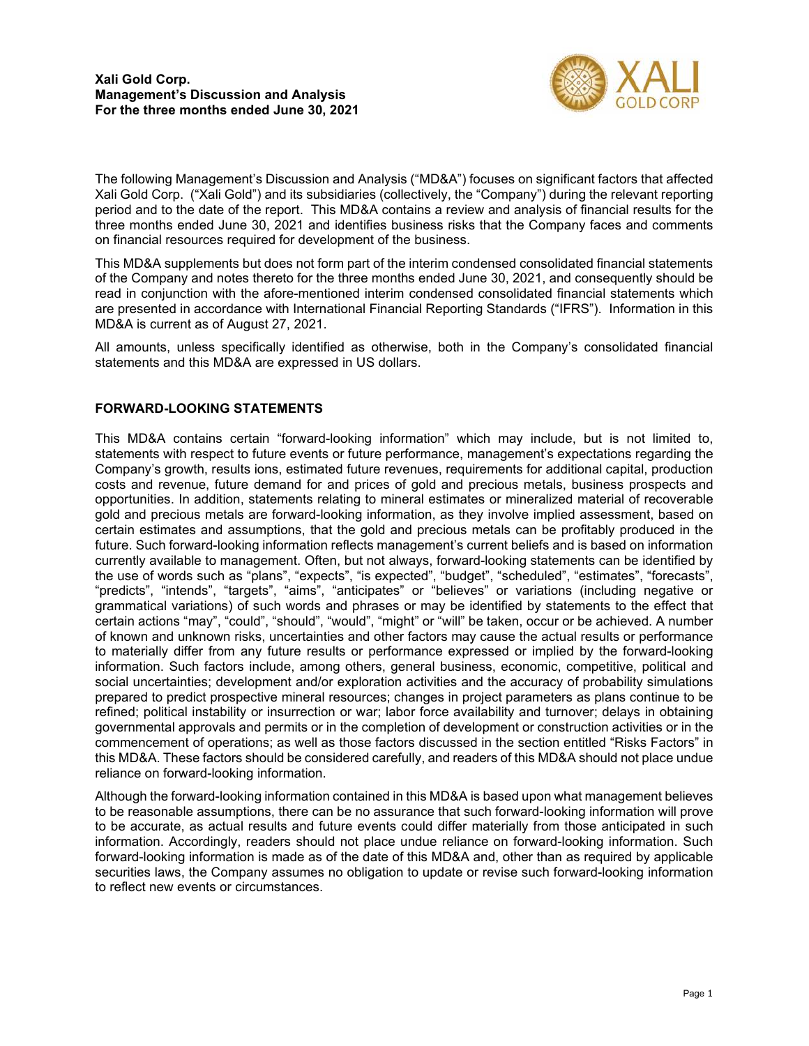**Xali Gold Corp.**
**Management's Discussion and Analysis**
**For the three months ended June 30, 2021**

The following Management's Discussion and Analysis ("MD&A") focuses on significant factors that affected Xali Gold Corp. ("Xali Gold") and its subsidiaries (collectively, the "Company") during the relevant reporting period and to the date of the report. This MD&A contains a review and analysis of financial results for the three months ended June 30, 2021 and identifies business risks that the Company faces and comments on financial resources required for development of the business.

This MD&A supplements but does not form part of the interim condensed consolidated financial statements of the Company and notes thereto for the three months ended June 30, 2021, and consequently should be read in conjunction with the afore-mentioned interim condensed consolidated financial statements which are presented in accordance with International Financial Reporting Standards ("IFRS"). Information in this MD&A is current as of August 27, 2021.

All amounts, unless specifically identified as otherwise, both in the Company's consolidated financial statements and this MD&A are expressed in US dollars.

## FORWARD-LOOKING STATEMENTS

This MD&A contains certain "forward-looking information" which may include, but is not limited to, statements with respect to future events or future performance, management's expectations regarding the Company's growth, results ions, estimated future revenues, requirements for additional capital, production costs and revenue, future demand for and prices of gold and precious metals, business prospects and opportunities. In addition, statements relating to mineral estimates or mineralized material of recoverable gold and precious metals are forward-looking information, as they involve implied assessment, based on certain estimates and assumptions, that the gold and precious metals can be profitably produced in the future. Such forward-looking information reflects management's current beliefs and is based on information currently available to management. Often, but not always, forward-looking statements can be identified by the use of words such as "plans", "expects", "is expected", "budget", "scheduled", "estimates", "forecasts", "predicts", "intends", "targets", "aims", "anticipates" or "believes" or variations (including negative or grammatical variations) of such words and phrases or may be identified by statements to the effect that certain actions "may", "could", "should", "would", "might" or "will" be taken, occur or be achieved. A number of known and unknown risks, uncertainties and other factors may cause the actual results or performance to materially differ from any future results or performance expressed or implied by the forward-looking information. Such factors include, among others, general business, economic, competitive, political and social uncertainties; development and/or exploration activities and the accuracy of probability simulations prepared to predict prospective mineral resources; changes in project parameters as plans continue to be refined; political instability or insurrection or war; labor force availability and turnover; delays in obtaining governmental approvals and permits or in the completion of development or construction activities or in the commencement of operations; as well as those factors discussed in the section entitled "Risks Factors" in this MD&A. These factors should be considered carefully, and readers of this MD&A should not place undue reliance on forward-looking information.

Although the forward-looking information contained in this MD&A is based upon what management believes to be reasonable assumptions, there can be no assurance that such forward-looking information will prove to be accurate, as actual results and future events could differ materially from those anticipated in such information. Accordingly, readers should not place undue reliance on forward-looking information. Such forward-looking information is made as of the date of this MD&A and, other than as required by applicable securities laws, the Company assumes no obligation to update or revise such forward-looking information to reflect new events or circumstances.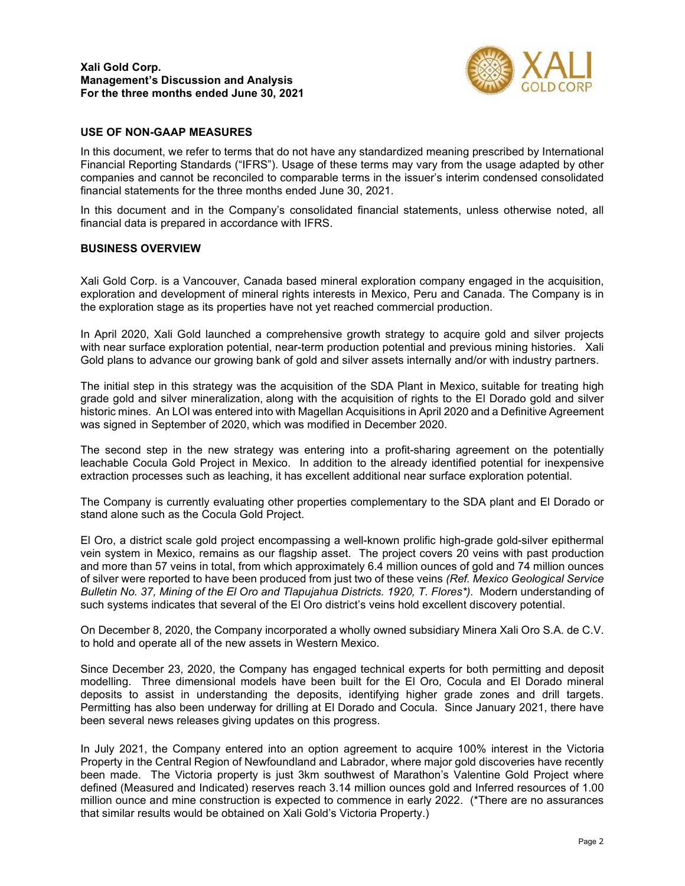## USE OF NON-GAAP MEASURES

In this document, we refer to terms that do not have any standardized meaning prescribed by International Financial Reporting Standards ("IFRS"). Usage of these terms may vary from the usage adapted by other companies and cannot be reconciled to comparable terms in the issuer's interim condensed consolidated financial statements for the three months ended June 30, 2021.

In this document and in the Company's consolidated financial statements, unless otherwise noted, all financial data is prepared in accordance with IFRS.

## BUSINESS OVERVIEW

Xali Gold Corp. is a Vancouver, Canada based mineral exploration company engaged in the acquisition, exploration and development of mineral rights interests in Mexico, Peru and Canada. The Company is in the exploration stage as its properties have not yet reached commercial production.

In April 2020, Xali Gold launched a comprehensive growth strategy to acquire gold and silver projects with near surface exploration potential, near-term production potential and previous mining histories. Xali Gold plans to advance our growing bank of gold and silver assets internally and/or with industry partners.

The initial step in this strategy was the acquisition of the SDA Plant in Mexico, suitable for treating high grade gold and silver mineralization, along with the acquisition of rights to the El Dorado gold and silver historic mines. An LOI was entered into with Magellan Acquisitions in April 2020 and a Definitive Agreement was signed in September of 2020, which was modified in December 2020.

The second step in the new strategy was entering into a profit-sharing agreement on the potentially leachable Cocula Gold Project in Mexico. In addition to the already identified potential for inexpensive extraction processes such as leaching, it has excellent additional near surface exploration potential.

The Company is currently evaluating other properties complementary to the SDA plant and El Dorado or stand alone such as the Cocula Gold Project.

El Oro, a district scale gold project encompassing a well-known prolific high-grade gold-silver epithermal vein system in Mexico, remains as our flagship asset. The project covers 20 veins with past production and more than 57 veins in total, from which approximately 6.4 million ounces of gold and 74 million ounces of silver were reported to have been produced from just two of these veins *(Ref. Mexico Geological Service Bulletin No. 37, Mining of the El Oro and Tlapujahua Districts. 1920, T. Flores\*)*. Modern understanding of such systems indicates that several of the El Oro district's veins hold excellent discovery potential.

On December 8, 2020, the Company incorporated a wholly owned subsidiary Minera Xali Oro S.A. de C.V. to hold and operate all of the new assets in Western Mexico.

Since December 23, 2020, the Company has engaged technical experts for both permitting and deposit modelling. Three dimensional models have been built for the El Oro, Cocula and El Dorado mineral deposits to assist in understanding the deposits, identifying higher grade zones and drill targets. Permitting has also been underway for drilling at El Dorado and Cocula. Since January 2021, there have been several news releases giving updates on this progress.

In July 2021, the Company entered into an option agreement to acquire 100% interest in the Victoria Property in the Central Region of Newfoundland and Labrador, where major gold discoveries have recently been made. The Victoria property is just 3km southwest of Marathon's Valentine Gold Project where defined (Measured and Indicated) reserves reach 3.14 million ounces gold and Inferred resources of 1.00 million ounce and mine construction is expected to commence in early 2022. (*There are no assurances that similar results would be obtained on Xali Gold's Victoria Property.)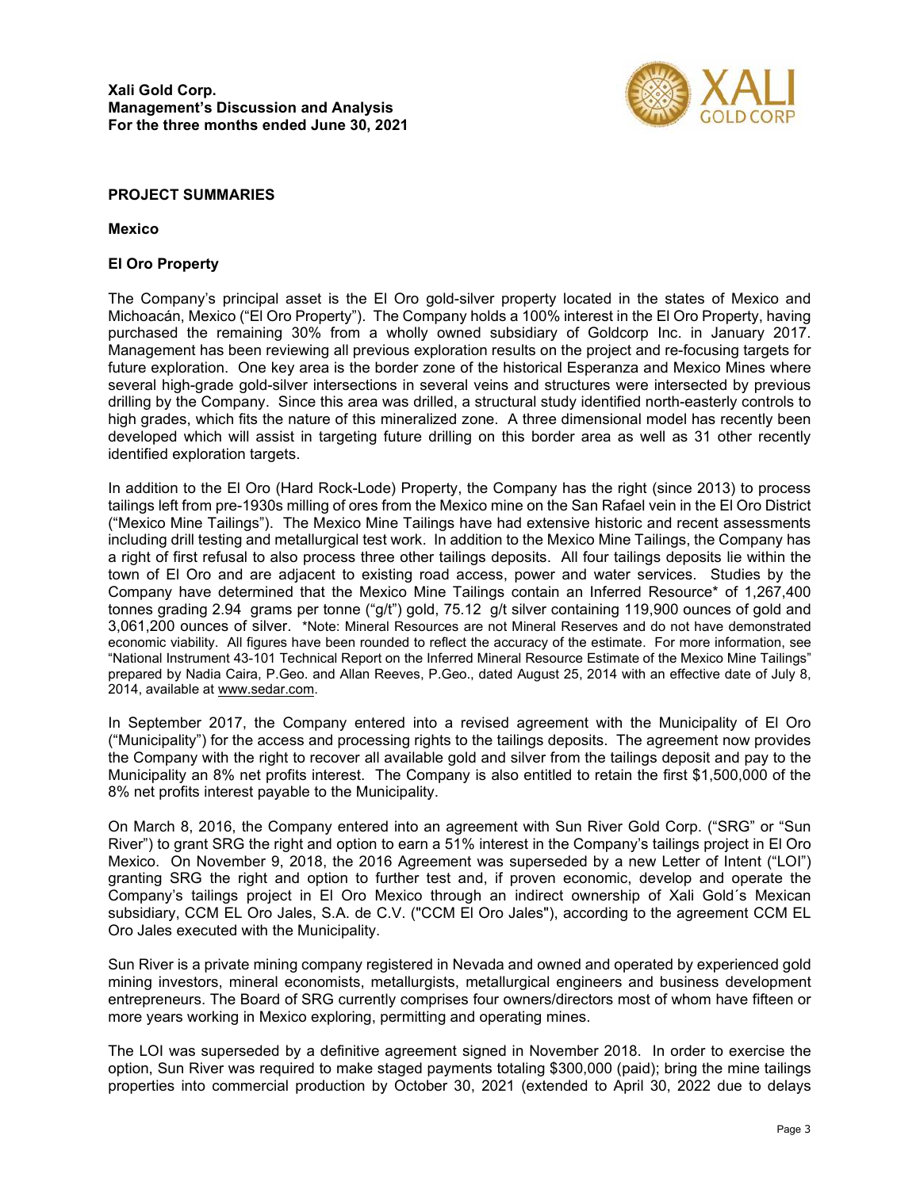## PROJECT SUMMARIES

### Mexico

### El Oro Property

The Company's principal asset is the El Oro gold-silver property located in the states of Mexico and Michoacán, Mexico ("El Oro Property"). The Company holds a 100% interest in the El Oro Property, having purchased the remaining 30% from a wholly owned subsidiary of Goldcorp Inc. in January 2017. Management has been reviewing all previous exploration results on the project and re-focusing targets for future exploration. One key area is the border zone of the historical Esperanza and Mexico Mines where several high-grade gold-silver intersections in several veins and structures were intersected by previous drilling by the Company. Since this area was drilled, a structural study identified north-easterly controls to high grades, which fits the nature of this mineralized zone. A three dimensional model has recently been developed which will assist in targeting future drilling on this border area as well as 31 other recently identified exploration targets.

In addition to the El Oro (Hard Rock-Lode) Property, the Company has the right (since 2013) to process tailings left from pre-1930s milling of ores from the Mexico mine on the San Rafael vein in the El Oro District ("Mexico Mine Tailings"). The Mexico Mine Tailings have had extensive historic and recent assessments including drill testing and metallurgical test work. In addition to the Mexico Mine Tailings, the Company has a right of first refusal to also process three other tailings deposits. All four tailings deposits lie within the town of El Oro and are adjacent to existing road access, power and water services. Studies by the Company have determined that the Mexico Mine Tailings contain an Inferred Resource* of 1,267,400 tonnes grading 2.94 grams per tonne ("g/t") gold, 75.12 g/t silver containing 119,900 ounces of gold and 3,061,200 ounces of silver. *Note: Mineral Resources are not Mineral Reserves and do not have demonstrated economic viability. All figures have been rounded to reflect the accuracy of the estimate. For more information, see "National Instrument 43-101 Technical Report on the Inferred Mineral Resource Estimate of the Mexico Mine Tailings" prepared by Nadia Caira, P.Geo. and Allan Reeves, P.Geo., dated August 25, 2014 with an effective date of July 8, 2014, available at www.sedar.com.

In September 2017, the Company entered into a revised agreement with the Municipality of El Oro ("Municipality") for the access and processing rights to the tailings deposits. The agreement now provides the Company with the right to recover all available gold and silver from the tailings deposit and pay to the Municipality an 8% net profits interest. The Company is also entitled to retain the first $1,500,000 of the 8% net profits interest payable to the Municipality.

On March 8, 2016, the Company entered into an agreement with Sun River Gold Corp. ("SRG" or "Sun River") to grant SRG the right and option to earn a 51% interest in the Company's tailings project in El Oro Mexico. On November 9, 2018, the 2016 Agreement was superseded by a new Letter of Intent ("LOI") granting SRG the right and option to further test and, if proven economic, develop and operate the Company's tailings project in El Oro Mexico through an indirect ownership of Xali Gold´s Mexican subsidiary, CCM EL Oro Jales, S.A. de C.V. ("CCM El Oro Jales"), according to the agreement CCM EL Oro Jales executed with the Municipality.

Sun River is a private mining company registered in Nevada and owned and operated by experienced gold mining investors, mineral economists, metallurgists, metallurgical engineers and business development entrepreneurs. The Board of SRG currently comprises four owners/directors most of whom have fifteen or more years working in Mexico exploring, permitting and operating mines.

The LOI was superseded by a definitive agreement signed in November 2018. In order to exercise the option, Sun River was required to make staged payments totaling $300,000 (paid); bring the mine tailings properties into commercial production by October 30, 2021 (extended to April 30, 2022 due to delays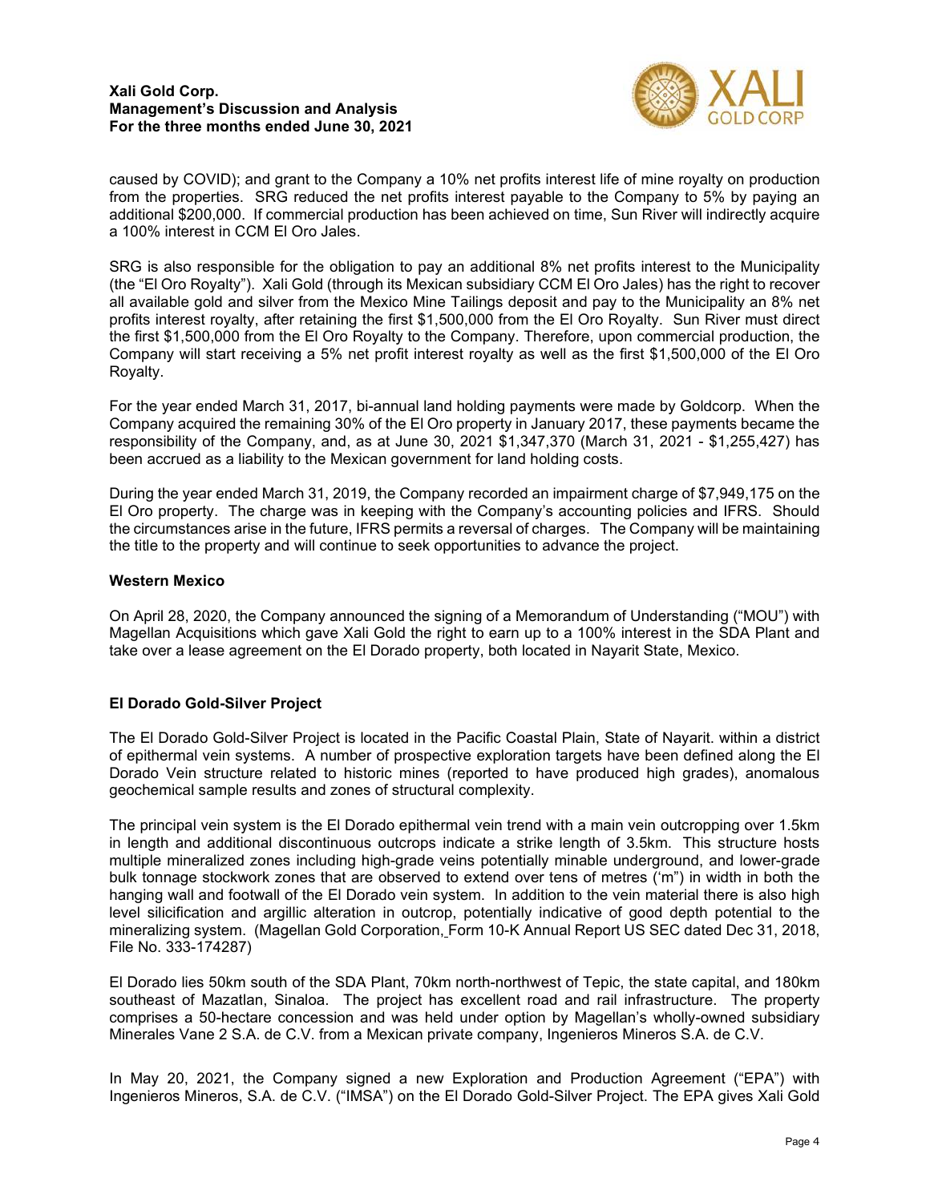caused by COVID); and grant to the Company a 10% net profits interest life of mine royalty on production from the properties. SRG reduced the net profits interest payable to the Company to 5% by paying an additional $200,000. If commercial production has been achieved on time, Sun River will indirectly acquire a 100% interest in CCM El Oro Jales.

SRG is also responsible for the obligation to pay an additional 8% net profits interest to the Municipality (the "El Oro Royalty"). Xali Gold (through its Mexican subsidiary CCM El Oro Jales) has the right to recover all available gold and silver from the Mexico Mine Tailings deposit and pay to the Municipality an 8% net profits interest royalty, after retaining the first $1,500,000 from the El Oro Royalty. Sun River must direct the first $1,500,000 from the El Oro Royalty to the Company. Therefore, upon commercial production, the Company will start receiving a 5% net profit interest royalty as well as the first $1,500,000 of the El Oro Royalty.

For the year ended March 31, 2017, bi-annual land holding payments were made by Goldcorp. When the Company acquired the remaining 30% of the El Oro property in January 2017, these payments became the responsibility of the Company, and, as at June 30, 2021 $1,347,370 (March 31, 2021 - $1,255,427) has been accrued as a liability to the Mexican government for land holding costs.

During the year ended March 31, 2019, the Company recorded an impairment charge of $7,949,175 on the El Oro property. The charge was in keeping with the Company's accounting policies and IFRS. Should the circumstances arise in the future, IFRS permits a reversal of charges. The Company will be maintaining the title to the property and will continue to seek opportunities to advance the project.

### Western Mexico

On April 28, 2020, the Company announced the signing of a Memorandum of Understanding ("MOU") with Magellan Acquisitions which gave Xali Gold the right to earn up to a 100% interest in the SDA Plant and take over a lease agreement on the El Dorado property, both located in Nayarit State, Mexico.

### El Dorado Gold-Silver Project

The El Dorado Gold-Silver Project is located in the Pacific Coastal Plain, State of Nayarit. within a district of epithermal vein systems. A number of prospective exploration targets have been defined along the El Dorado Vein structure related to historic mines (reported to have produced high grades), anomalous geochemical sample results and zones of structural complexity.

The principal vein system is the El Dorado epithermal vein trend with a main vein outcropping over 1.5km in length and additional discontinuous outcrops indicate a strike length of 3.5km. This structure hosts multiple mineralized zones including high-grade veins potentially minable underground, and lower-grade bulk tonnage stockwork zones that are observed to extend over tens of metres ('m") in width in both the hanging wall and footwall of the El Dorado vein system. In addition to the vein material there is also high level silicification and argillic alteration in outcrop, potentially indicative of good depth potential to the mineralizing system. (Magellan Gold Corporation, Form 10-K Annual Report US SEC dated Dec 31, 2018, File No. 333-174287)

El Dorado lies 50km south of the SDA Plant, 70km north-northwest of Tepic, the state capital, and 180km southeast of Mazatlan, Sinaloa. The project has excellent road and rail infrastructure. The property comprises a 50-hectare concession and was held under option by Magellan's wholly-owned subsidiary Minerales Vane 2 S.A. de C.V. from a Mexican private company, Ingenieros Mineros S.A. de C.V.

In May 20, 2021, the Company signed a new Exploration and Production Agreement ("EPA") with Ingenieros Mineros, S.A. de C.V. ("IMSA") on the El Dorado Gold-Silver Project. The EPA gives Xali Gold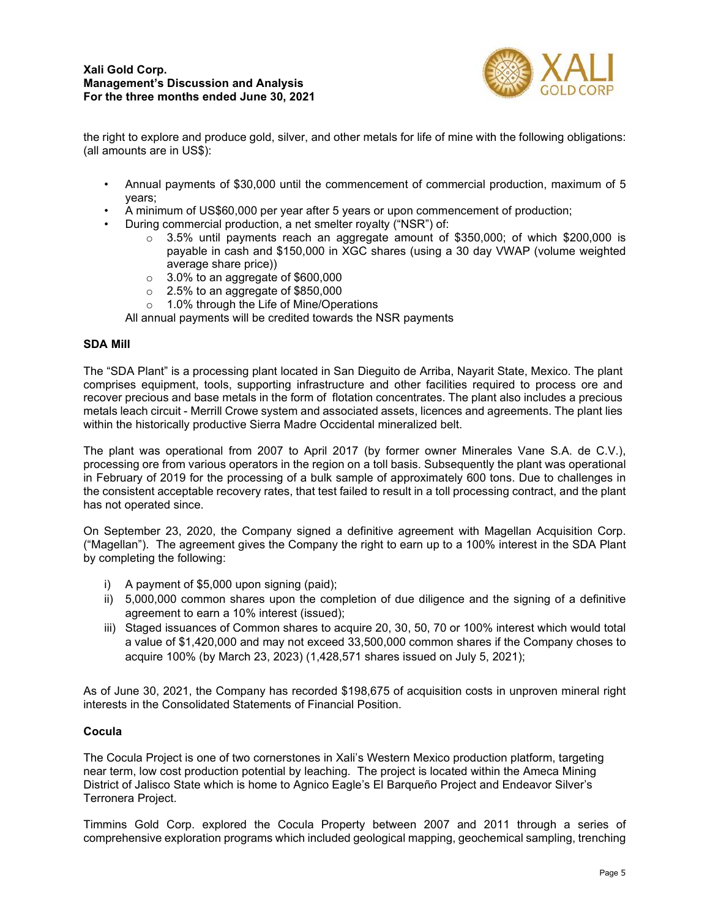the right to explore and produce gold, silver, and other metals for life of mine with the following obligations: (all amounts are in US$):

- Annual payments of $30,000 until the commencement of commercial production, maximum of 5 years;
- A minimum of US$60,000 per year after 5 years or upon commencement of production;
- During commercial production, a net smelter royalty ("NSR") of:
  - 3.5% until payments reach an aggregate amount of $350,000; of which $200,000 is payable in cash and $150,000 in XGC shares (using a 30 day VWAP (volume weighted average share price))
  - 3.0% to an aggregate of $600,000
  - 2.5% to an aggregate of $850,000
  - 1.0% through the Life of Mine/Operations

  All annual payments will be credited towards the NSR payments

**SDA Mill**

The "SDA Plant" is a processing plant located in San Dieguito de Arriba, Nayarit State, Mexico. The plant comprises equipment, tools, supporting infrastructure and other facilities required to process ore and recover precious and base metals in the form of flotation concentrates. The plant also includes a precious metals leach circuit - Merrill Crowe system and associated assets, licences and agreements. The plant lies within the historically productive Sierra Madre Occidental mineralized belt.

The plant was operational from 2007 to April 2017 (by former owner Minerales Vane S.A. de C.V.), processing ore from various operators in the region on a toll basis. Subsequently the plant was operational in February of 2019 for the processing of a bulk sample of approximately 600 tons. Due to challenges in the consistent acceptable recovery rates, that test failed to result in a toll processing contract, and the plant has not operated since.

On September 23, 2020, the Company signed a definitive agreement with Magellan Acquisition Corp. ("Magellan"). The agreement gives the Company the right to earn up to a 100% interest in the SDA Plant by completing the following:

i) A payment of $5,000 upon signing (paid);
ii) 5,000,000 common shares upon the completion of due diligence and the signing of a definitive agreement to earn a 10% interest (issued);
iii) Staged issuances of Common shares to acquire 20, 30, 50, 70 or 100% interest which would total a value of $1,420,000 and may not exceed 33,500,000 common shares if the Company choses to acquire 100% (by March 23, 2023) (1,428,571 shares issued on July 5, 2021);

As of June 30, 2021, the Company has recorded $198,675 of acquisition costs in unproven mineral right interests in the Consolidated Statements of Financial Position.

**Cocula**

The Cocula Project is one of two cornerstones in Xali's Western Mexico production platform, targeting near term, low cost production potential by leaching. The project is located within the Ameca Mining District of Jalisco State which is home to Agnico Eagle's El Barqueño Project and Endeavor Silver's Terronera Project.

Timmins Gold Corp. explored the Cocula Property between 2007 and 2011 through a series of comprehensive exploration programs which included geological mapping, geochemical sampling, trenching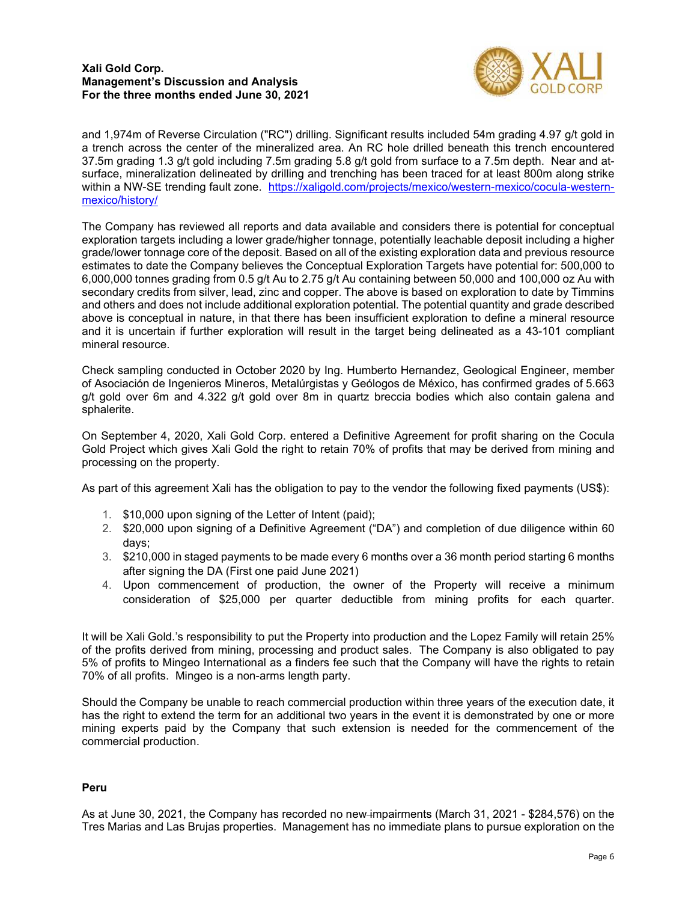and 1,974m of Reverse Circulation ("RC") drilling. Significant results included 54m grading 4.97 g/t gold in a trench across the center of the mineralized area. An RC hole drilled beneath this trench encountered 37.5m grading 1.3 g/t gold including 7.5m grading 5.8 g/t gold from surface to a 7.5m depth. Near and at-surface, mineralization delineated by drilling and trenching has been traced for at least 800m along strike within a NW-SE trending fault zone. https://xaligold.com/projects/mexico/western-mexico/cocula-western-mexico/history/

The Company has reviewed all reports and data available and considers there is potential for conceptual exploration targets including a lower grade/higher tonnage, potentially leachable deposit including a higher grade/lower tonnage core of the deposit. Based on all of the existing exploration data and previous resource estimates to date the Company believes the Conceptual Exploration Targets have potential for: 500,000 to 6,000,000 tonnes grading from 0.5 g/t Au to 2.75 g/t Au containing between 50,000 and 100,000 oz Au with secondary credits from silver, lead, zinc and copper. The above is based on exploration to date by Timmins and others and does not include additional exploration potential. The potential quantity and grade described above is conceptual in nature, in that there has been insufficient exploration to define a mineral resource and it is uncertain if further exploration will result in the target being delineated as a 43-101 compliant mineral resource.

Check sampling conducted in October 2020 by Ing. Humberto Hernandez, Geological Engineer, member of Asociación de Ingenieros Mineros, Metalúrgistas y Geólogos de México, has confirmed grades of 5.663 g/t gold over 6m and 4.322 g/t gold over 8m in quartz breccia bodies which also contain galena and sphalerite.

On September 4, 2020, Xali Gold Corp. entered a Definitive Agreement for profit sharing on the Cocula Gold Project which gives Xali Gold the right to retain 70% of profits that may be derived from mining and processing on the property.

As part of this agreement Xali has the obligation to pay to the vendor the following fixed payments (US$):

1. $10,000 upon signing of the Letter of Intent (paid);
2. $20,000 upon signing of a Definitive Agreement ("DA") and completion of due diligence within 60 days;
3. $210,000 in staged payments to be made every 6 months over a 36 month period starting 6 months after signing the DA (First one paid June 2021)
4. Upon commencement of production, the owner of the Property will receive a minimum consideration of $25,000 per quarter deductible from mining profits for each quarter.

It will be Xali Gold.'s responsibility to put the Property into production and the Lopez Family will retain 25% of the profits derived from mining, processing and product sales. The Company is also obligated to pay 5% of profits to Mingeo International as a finders fee such that the Company will have the rights to retain 70% of all profits. Mingeo is a non-arms length party.

Should the Company be unable to reach commercial production within three years of the execution date, it has the right to extend the term for an additional two years in the event it is demonstrated by one or more mining experts paid by the Company that such extension is needed for the commencement of the commercial production.

**Peru**

As at June 30, 2021, the Company has recorded no new impairments (March 31, 2021 - $284,576) on the Tres Marias and Las Brujas properties. Management has no immediate plans to pursue exploration on the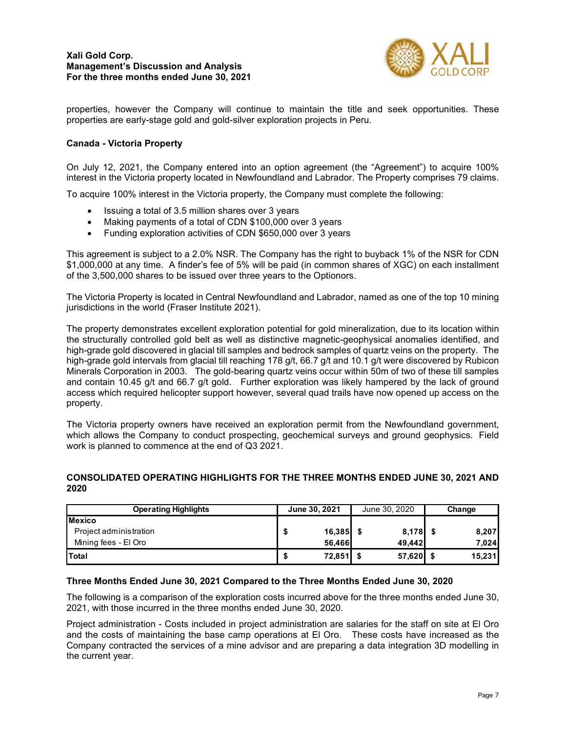properties, however the Company will continue to maintain the title and seek opportunities. These properties are early-stage gold and gold-silver exploration projects in Peru.

### Canada - Victoria Property

On July 12, 2021, the Company entered into an option agreement (the "Agreement") to acquire 100% interest in the Victoria property located in Newfoundland and Labrador. The Property comprises 79 claims.

To acquire 100% interest in the Victoria property, the Company must complete the following:

- Issuing a total of 3.5 million shares over 3 years
- Making payments of a total of CDN \$100,000 over 3 years
- Funding exploration activities of CDN \$650,000 over 3 years

This agreement is subject to a 2.0% NSR. The Company has the right to buyback 1% of the NSR for CDN \$1,000,000 at any time. A finder's fee of 5% will be paid (in common shares of XGC) on each installment of the 3,500,000 shares to be issued over three years to the Optionors.

The Victoria Property is located in Central Newfoundland and Labrador, named as one of the top 10 mining jurisdictions in the world (Fraser Institute 2021).

The property demonstrates excellent exploration potential for gold mineralization, due to its location within the structurally controlled gold belt as well as distinctive magnetic-geophysical anomalies identified, and high-grade gold discovered in glacial till samples and bedrock samples of quartz veins on the property. The high-grade gold intervals from glacial till reaching 178 g/t, 66.7 g/t and 10.1 g/t were discovered by Rubicon Minerals Corporation in 2003. The gold-bearing quartz veins occur within 50m of two of these till samples and contain 10.45 g/t and 66.7 g/t gold. Further exploration was likely hampered by the lack of ground access which required helicopter support however, several quad trails have now opened up access on the property.

The Victoria property owners have received an exploration permit from the Newfoundland government, which allows the Company to conduct prospecting, geochemical surveys and ground geophysics. Field work is planned to commence at the end of Q3 2021.

## CONSOLIDATED OPERATING HIGHLIGHTS FOR THE THREE MONTHS ENDED JUNE 30, 2021 AND 2020

| Operating Highlights | June 30, 2021 | June 30, 2020 | Change |
|---|---|---|---|
| **Mexico** | | | |
| Project administration | \$ 16,385 | \$ 8,178 | \$ 8,207 |
| Mining fees - El Oro | 56,466 | 49,442 | 7,024 |
| **Total** | \$ 72,851 | \$ 57,620 | \$ 15,231 |

### Three Months Ended June 30, 2021 Compared to the Three Months Ended June 30, 2020

The following is a comparison of the exploration costs incurred above for the three months ended June 30, 2021, with those incurred in the three months ended June 30, 2020.

Project administration - Costs included in project administration are salaries for the staff on site at El Oro and the costs of maintaining the base camp operations at El Oro. These costs have increased as the Company contracted the services of a mine advisor and are preparing a data integration 3D modelling in the current year.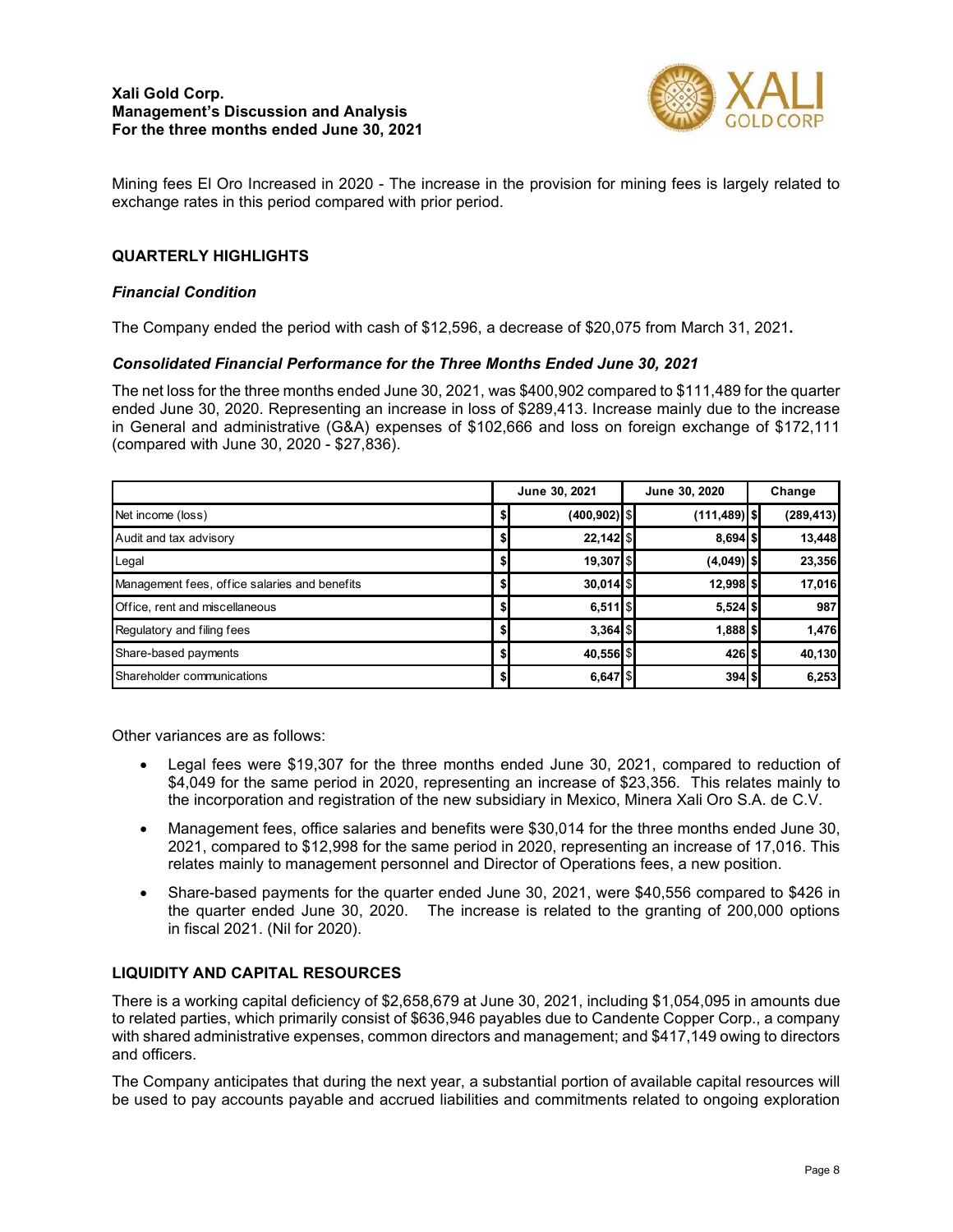Mining fees El Oro Increased in 2020 - The increase in the provision for mining fees is largely related to exchange rates in this period compared with prior period.

## QUARTERLY HIGHLIGHTS

### *Financial Condition*

The Company ended the period with cash of $12,596, a decrease of $20,075 from March 31, 2021**.**

### *Consolidated Financial Performance for the Three Months Ended June 30, 2021*

The net loss for the three months ended June 30, 2021, was $400,902 compared to $111,489 for the quarter ended June 30, 2020. Representing an increase in loss of $289,413. Increase mainly due to the increase in General and administrative (G&A) expenses of $102,666 and loss on foreign exchange of $172,111 (compared with June 30, 2020 - $27,836).

| | | June 30, 2021 | | June 30, 2020 | | Change |
|---|---|---|---|---|---|---|
| Net income (loss) | $ | (400,902) | $ | (111,489) | $ | (289,413) |
| Audit and tax advisory | $ | 22,142 | $ | 8,694 | $ | 13,448 |
| Legal | $ | 19,307 | $ | (4,049) | $ | 23,356 |
| Management fees, office salaries and benefits | $ | 30,014 | $ | 12,998 | $ | 17,016 |
| Office, rent and miscellaneous | $ | 6,511 | $ | 5,524 | $ | 987 |
| Regulatory and filing fees | $ | 3,364 | $ | 1,888 | $ | 1,476 |
| Share-based payments | $ | 40,556 | $ | 426 | $ | 40,130 |
| Shareholder communications | $ | 6,647 | $ | 394 | $ | 6,253 |

Other variances are as follows:

- Legal fees were $19,307 for the three months ended June 30, 2021, compared to reduction of $4,049 for the same period in 2020, representing an increase of $23,356. This relates mainly to the incorporation and registration of the new subsidiary in Mexico, Minera Xali Oro S.A. de C.V.
- Management fees, office salaries and benefits were $30,014 for the three months ended June 30, 2021, compared to $12,998 for the same period in 2020, representing an increase of 17,016. This relates mainly to management personnel and Director of Operations fees, a new position.
- Share-based payments for the quarter ended June 30, 2021, were $40,556 compared to $426 in the quarter ended June 30, 2020. The increase is related to the granting of 200,000 options in fiscal 2021. (Nil for 2020).

## LIQUIDITY AND CAPITAL RESOURCES

There is a working capital deficiency of $2,658,679 at June 30, 2021, including $1,054,095 in amounts due to related parties, which primarily consist of $636,946 payables due to Candente Copper Corp., a company with shared administrative expenses, common directors and management; and $417,149 owing to directors and officers.

The Company anticipates that during the next year, a substantial portion of available capital resources will be used to pay accounts payable and accrued liabilities and commitments related to ongoing exploration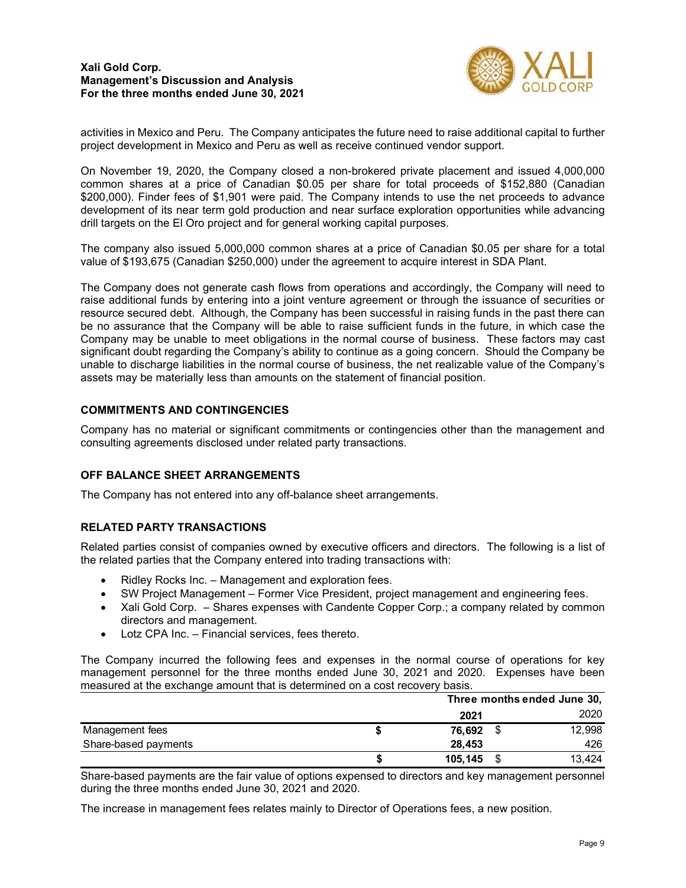activities in Mexico and Peru. The Company anticipates the future need to raise additional capital to further project development in Mexico and Peru as well as receive continued vendor support.

On November 19, 2020, the Company closed a non-brokered private placement and issued 4,000,000 common shares at a price of Canadian $0.05 per share for total proceeds of $152,880 (Canadian $200,000). Finder fees of $1,901 were paid. The Company intends to use the net proceeds to advance development of its near term gold production and near surface exploration opportunities while advancing drill targets on the El Oro project and for general working capital purposes.

The company also issued 5,000,000 common shares at a price of Canadian $0.05 per share for a total value of $193,675 (Canadian $250,000) under the agreement to acquire interest in SDA Plant.

The Company does not generate cash flows from operations and accordingly, the Company will need to raise additional funds by entering into a joint venture agreement or through the issuance of securities or resource secured debt. Although, the Company has been successful in raising funds in the past there can be no assurance that the Company will be able to raise sufficient funds in the future, in which case the Company may be unable to meet obligations in the normal course of business. These factors may cast significant doubt regarding the Company's ability to continue as a going concern. Should the Company be unable to discharge liabilities in the normal course of business, the net realizable value of the Company's assets may be materially less than amounts on the statement of financial position.

## COMMITMENTS AND CONTINGENCIES

Company has no material or significant commitments or contingencies other than the management and consulting agreements disclosed under related party transactions.

## OFF BALANCE SHEET ARRANGEMENTS

The Company has not entered into any off-balance sheet arrangements.

## RELATED PARTY TRANSACTIONS

Related parties consist of companies owned by executive officers and directors. The following is a list of the related parties that the Company entered into trading transactions with:

- Ridley Rocks Inc. – Management and exploration fees.
- SW Project Management – Former Vice President, project management and engineering fees.
- Xali Gold Corp. – Shares expenses with Candente Copper Corp.; a company related by common directors and management.
- Lotz CPA Inc. – Financial services, fees thereto.

The Company incurred the following fees and expenses in the normal course of operations for key management personnel for the three months ended June 30, 2021 and 2020. Expenses have been measured at the exchange amount that is determined on a cost recovery basis.

| | Three months ended June 30, | |
|---|---|---|
| | **2021** | 2020 |
| Management fees | **$ 76,692** | $ 12,998 |
| Share-based payments | **28,453** | 426 |
| | **$ 105,145** | $ 13,424 |

Share-based payments are the fair value of options expensed to directors and key management personnel during the three months ended June 30, 2021 and 2020.

The increase in management fees relates mainly to Director of Operations fees, a new position.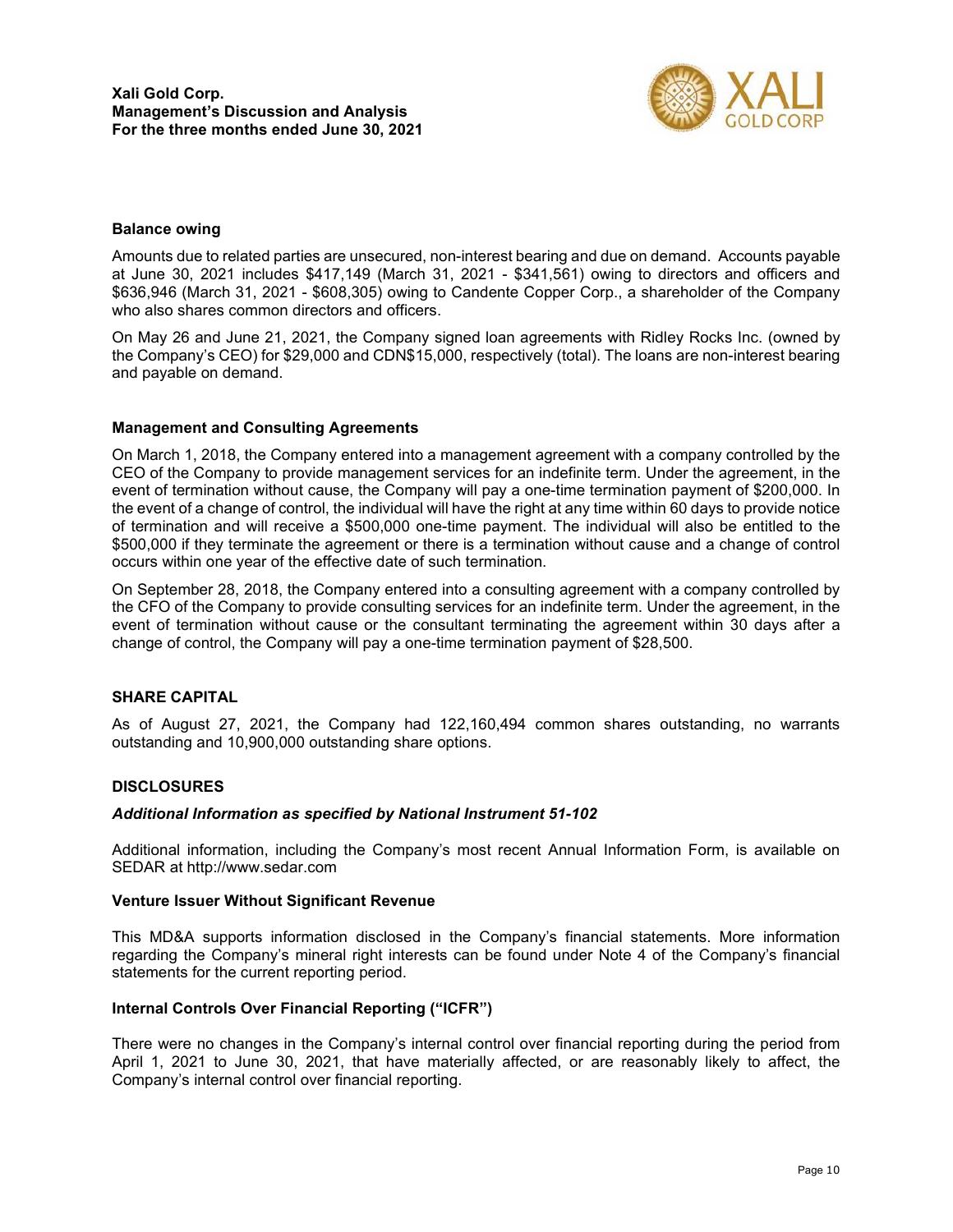**Balance owing**

Amounts due to related parties are unsecured, non-interest bearing and due on demand. Accounts payable at June 30, 2021 includes $417,149 (March 31, 2021 - $341,561) owing to directors and officers and $636,946 (March 31, 2021 - $608,305) owing to Candente Copper Corp., a shareholder of the Company who also shares common directors and officers.

On May 26 and June 21, 2021, the Company signed loan agreements with Ridley Rocks Inc. (owned by the Company's CEO) for $29,000 and CDN$15,000, respectively (total). The loans are non-interest bearing and payable on demand.

**Management and Consulting Agreements**

On March 1, 2018, the Company entered into a management agreement with a company controlled by the CEO of the Company to provide management services for an indefinite term. Under the agreement, in the event of termination without cause, the Company will pay a one-time termination payment of $200,000. In the event of a change of control, the individual will have the right at any time within 60 days to provide notice of termination and will receive a $500,000 one-time payment. The individual will also be entitled to the $500,000 if they terminate the agreement or there is a termination without cause and a change of control occurs within one year of the effective date of such termination.

On September 28, 2018, the Company entered into a consulting agreement with a company controlled by the CFO of the Company to provide consulting services for an indefinite term. Under the agreement, in the event of termination without cause or the consultant terminating the agreement within 30 days after a change of control, the Company will pay a one-time termination payment of $28,500.

## SHARE CAPITAL

As of August 27, 2021, the Company had 122,160,494 common shares outstanding, no warrants outstanding and 10,900,000 outstanding share options.

## DISCLOSURES

***Additional Information as specified by National Instrument 51-102***

Additional information, including the Company's most recent Annual Information Form, is available on SEDAR at http://www.sedar.com

**Venture Issuer Without Significant Revenue**

This MD&A supports information disclosed in the Company's financial statements. More information regarding the Company's mineral right interests can be found under Note 4 of the Company's financial statements for the current reporting period.

**Internal Controls Over Financial Reporting ("ICFR")**

There were no changes in the Company's internal control over financial reporting during the period from April 1, 2021 to June 30, 2021, that have materially affected, or are reasonably likely to affect, the Company's internal control over financial reporting.